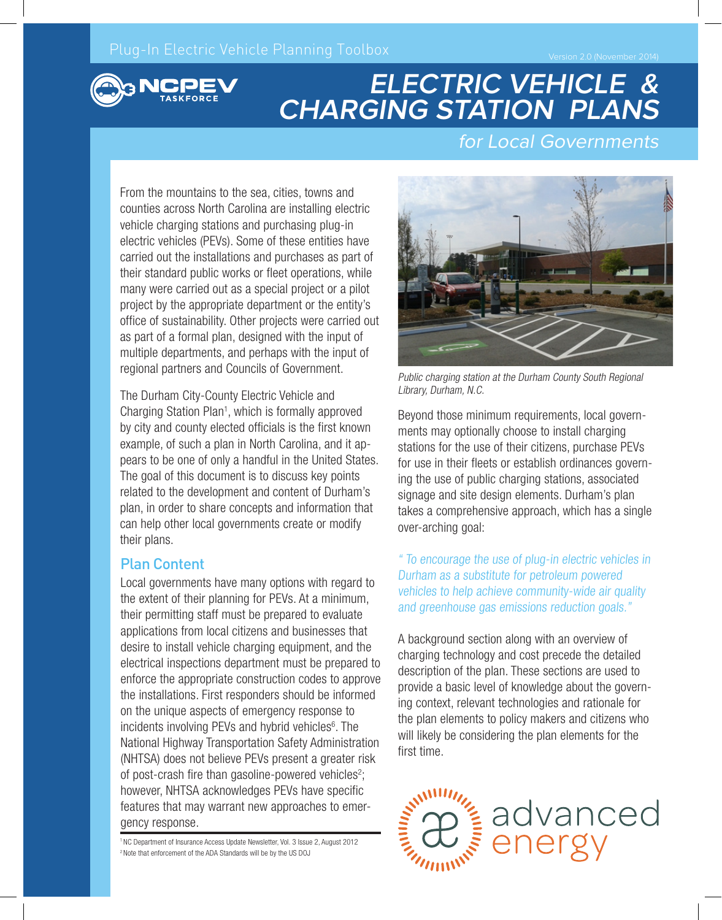Plug-In Electric Vehicle Planning Toolbox

Version 2.0 (November 2014)

NCPEV TASKFORCE

# ELECTRIC VEHICLE & CHARGING STATION PLANS

## for Local Governments

From the mountains to the sea, cities, towns and counties across North Carolina are installing electric vehicle charging stations and purchasing plug-in electric vehicles (PEVs). Some of these entities have carried out the installations and purchases as part of their standard public works or fleet operations, while many were carried out as a special project or a pilot project by the appropriate department or the entity's office of sustainability. Other projects were carried out as part of a formal plan, designed with the input of multiple departments, and perhaps with the input of regional partners and Councils of Government.

The Durham City-County Electric Vehicle and Charging Station Plan[1], which is formally approved by city and county elected officials is the first known example, of such a plan in North Carolina, and it appears to be one of only a handful in the United States. The goal of this document is to discuss key points related to the development and content of Durham's plan, in order to share concepts and information that can help other local governments create or modify their plans.

### Plan Content

Local governments have many options with regard to the extent of their planning for PEVs. At a minimum, their permitting staff must be prepared to evaluate applications from local citizens and businesses that desire to install vehicle charging equipment, and the electrical inspections department must be prepared to enforce the appropriate construction codes to approve the installations. First responders should be informed on the unique aspects of emergency response to incidents involving PEVs and hybrid vehicles[6]. The National Highway Transportation Safety Administration (NHTSA) does not believe PEVs present a greater risk of post-crash fire than gasoline-powered vehicles[2]; however, NHTSA acknowledges PEVs have specific features that may warrant new approaches to emergency response.

[1] NC Department of Insurance Access Update Newsletter, Vol. 3 Issue 2, August 2012
[2] Note that enforcement of the ADA Standards will be by the US DOJ

*Public charging station at the Durham County South Regional Library, Durham, N.C.*

Beyond those minimum requirements, local governments may optionally choose to install charging stations for the use of their citizens, purchase PEVs for use in their fleets or establish ordinances governing the use of public charging stations, associated signage and site design elements. Durham's plan takes a comprehensive approach, which has a single over-arching goal:

*" To encourage the use of plug-in electric vehicles in Durham as a substitute for petroleum powered vehicles to help achieve community-wide air quality and greenhouse gas emissions reduction goals."*

A background section along with an overview of charging technology and cost precede the detailed description of the plan. These sections are used to provide a basic level of knowledge about the governing context, relevant technologies and rationale for the plan elements to policy makers and citizens who will likely be considering the plan elements for the first time.

advanced energy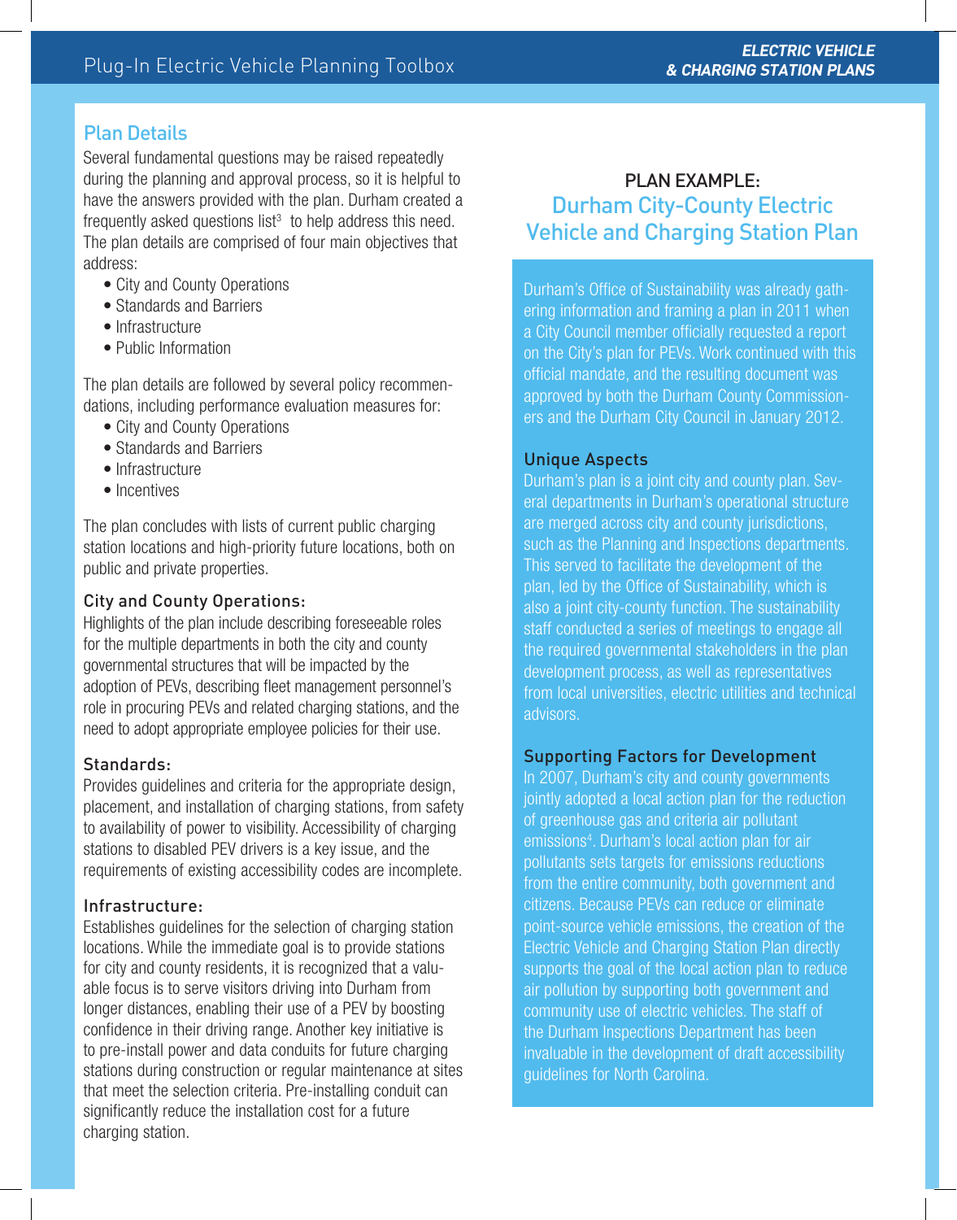## Plan Details

Several fundamental questions may be raised repeatedly during the planning and approval process, so it is helpful to have the answers provided with the plan. Durham created a frequently asked questions list[3] to help address this need. The plan details are comprised of four main objectives that address:

- City and County Operations
- Standards and Barriers
- Infrastructure
- Public Information

The plan details are followed by several policy recommendations, including performance evaluation measures for:

- City and County Operations
- Standards and Barriers
- Infrastructure
- Incentives

The plan concludes with lists of current public charging station locations and high-priority future locations, both on public and private properties.

### City and County Operations:

Highlights of the plan include describing foreseeable roles for the multiple departments in both the city and county governmental structures that will be impacted by the adoption of PEVs, describing fleet management personnel's role in procuring PEVs and related charging stations, and the need to adopt appropriate employee policies for their use.

### Standards:

Provides guidelines and criteria for the appropriate design, placement, and installation of charging stations, from safety to availability of power to visibility. Accessibility of charging stations to disabled PEV drivers is a key issue, and the requirements of existing accessibility codes are incomplete.

### Infrastructure:

Establishes guidelines for the selection of charging station locations. While the immediate goal is to provide stations for city and county residents, it is recognized that a valuable focus is to serve visitors driving into Durham from longer distances, enabling their use of a PEV by boosting confidence in their driving range. Another key initiative is to pre-install power and data conduits for future charging stations during construction or regular maintenance at sites that meet the selection criteria. Pre-installing conduit can significantly reduce the installation cost for a future charging station.

## PLAN EXAMPLE: Durham City-County Electric Vehicle and Charging Station Plan

Durham's Office of Sustainability was already gathering information and framing a plan in 2011 when a City Council member officially requested a report on the City's plan for PEVs. Work continued with this official mandate, and the resulting document was approved by both the Durham County Commissioners and the Durham City Council in January 2012.

### Unique Aspects

Durham's plan is a joint city and county plan. Several departments in Durham's operational structure are merged across city and county jurisdictions, such as the Planning and Inspections departments. This served to facilitate the development of the plan, led by the Office of Sustainability, which is also a joint city-county function. The sustainability staff conducted a series of meetings to engage all the required governmental stakeholders in the plan development process, as well as representatives from local universities, electric utilities and technical advisors.

### Supporting Factors for Development

In 2007, Durham's city and county governments jointly adopted a local action plan for the reduction of greenhouse gas and criteria air pollutant emissions[4]. Durham's local action plan for air pollutants sets targets for emissions reductions from the entire community, both government and citizens. Because PEVs can reduce or eliminate point-source vehicle emissions, the creation of the Electric Vehicle and Charging Station Plan directly supports the goal of the local action plan to reduce air pollution by supporting both government and community use of electric vehicles. The staff of the Durham Inspections Department has been invaluable in the development of draft accessibility guidelines for North Carolina.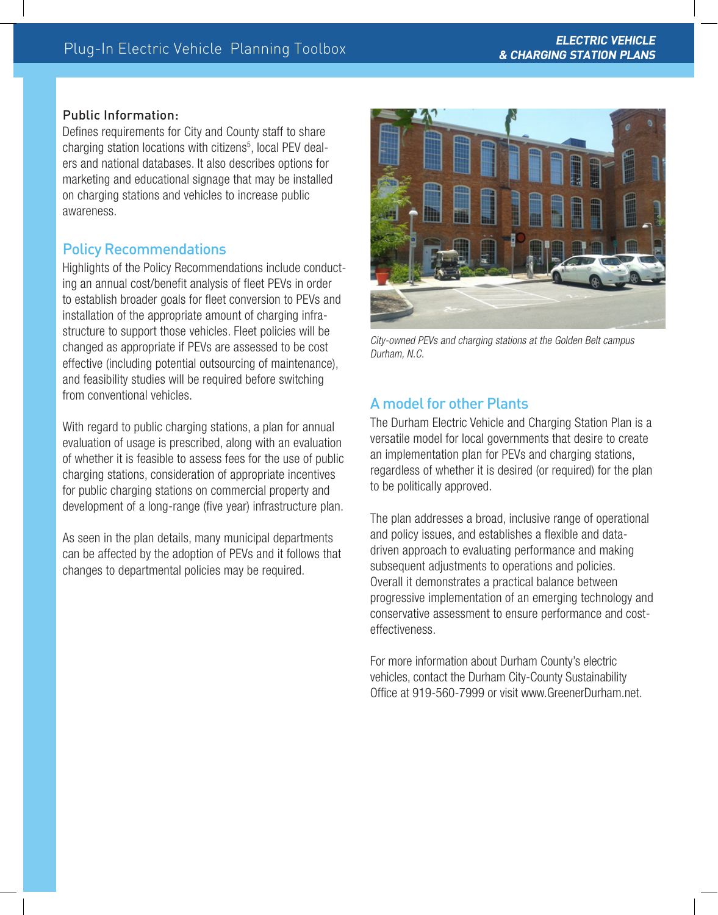### Public Information:

Defines requirements for City and County staff to share charging station locations with citizens[5], local PEV dealers and national databases. It also describes options for marketing and educational signage that may be installed on charging stations and vehicles to increase public awareness.

## Policy Recommendations

Highlights of the Policy Recommendations include conducting an annual cost/benefit analysis of fleet PEVs in order to establish broader goals for fleet conversion to PEVs and installation of the appropriate amount of charging infrastructure to support those vehicles. Fleet policies will be changed as appropriate if PEVs are assessed to be cost effective (including potential outsourcing of maintenance), and feasibility studies will be required before switching from conventional vehicles.

With regard to public charging stations, a plan for annual evaluation of usage is prescribed, along with an evaluation of whether it is feasible to assess fees for the use of public charging stations, consideration of appropriate incentives for public charging stations on commercial property and development of a long-range (five year) infrastructure plan.

As seen in the plan details, many municipal departments can be affected by the adoption of PEVs and it follows that changes to departmental policies may be required.

*City-owned PEVs and charging stations at the Golden Belt campus Durham, N.C.*

## A model for other Plants

The Durham Electric Vehicle and Charging Station Plan is a versatile model for local governments that desire to create an implementation plan for PEVs and charging stations, regardless of whether it is desired (or required) for the plan to be politically approved.

The plan addresses a broad, inclusive range of operational and policy issues, and establishes a flexible and data-driven approach to evaluating performance and making subsequent adjustments to operations and policies. Overall it demonstrates a practical balance between progressive implementation of an emerging technology and conservative assessment to ensure performance and cost-effectiveness.

For more information about Durham County's electric vehicles, contact the Durham City-County Sustainability Office at 919-560-7999 or visit www.GreenerDurham.net.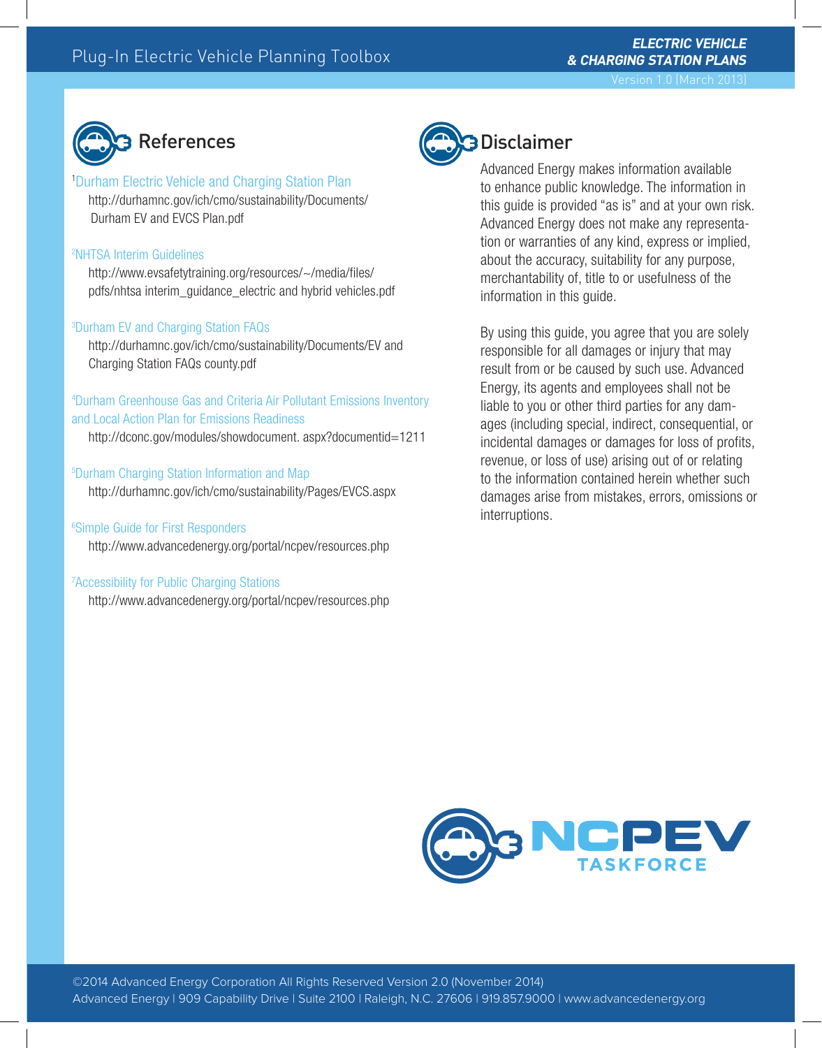## References

[1]Durham Electric Vehicle and Charging Station Plan
http://durhamnc.gov/ich/cmo/sustainability/Documents/ Durham EV and EVCS Plan.pdf

[2]NHTSA Interim Guidelines
http://www.evsafetytraining.org/resources/~/media/files/ pdfs/nhtsa interim_guidance_electric and hybrid vehicles.pdf

[3]Durham EV and Charging Station FAQs
http://durhamnc.gov/ich/cmo/sustainability/Documents/EV and Charging Station FAQs county.pdf

[4]Durham Greenhouse Gas and Criteria Air Pollutant Emissions Inventory and Local Action Plan for Emissions Readiness
http://dconc.gov/modules/showdocument. aspx?documentid=1211

[5]Durham Charging Station Information and Map
http://durhamnc.gov/ich/cmo/sustainability/Pages/EVCS.aspx

[6]Simple Guide for First Responders
http://www.advancedenergy.org/portal/ncpev/resources.php

[7]Accessibility for Public Charging Stations
http://www.advancedenergy.org/portal/ncpev/resources.php

## Disclaimer

Advanced Energy makes information available to enhance public knowledge. The information in this guide is provided "as is" and at your own risk. Advanced Energy does not make any representation or warranties of any kind, express or implied, about the accuracy, suitability for any purpose, merchantability of, title to or usefulness of the information in this guide.

By using this guide, you agree that you are solely responsible for all damages or injury that may result from or be caused by such use. Advanced Energy, its agents and employees shall not be liable to you or other third parties for any damages (including special, indirect, consequential, or incidental damages or damages for loss of profits, revenue, or loss of use) arising out of or relating to the information contained herein whether such damages arise from mistakes, errors, omissions or interruptions.

NCPEV TASKFORCE

©2014 Advanced Energy Corporation All Rights Reserved Version 2.0 (November 2014)
Advanced Energy | 909 Capability Drive | Suite 2100 | Raleigh, N.C. 27606 | 919.857.9000 | www.advancedenergy.org